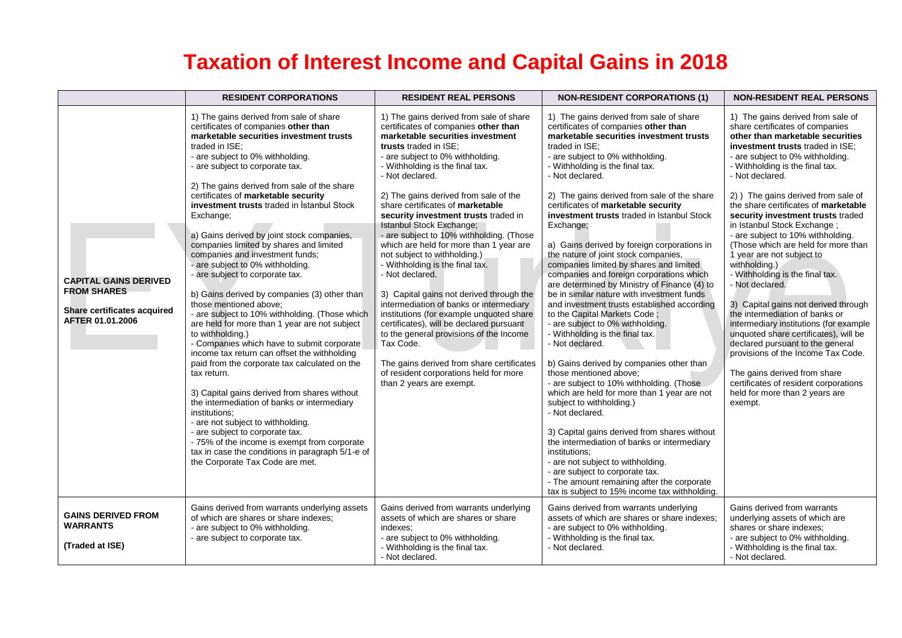# Taxation of Interest Income and Capital Gains in 2018

| | RESIDENT CORPORATIONS | RESIDENT REAL PERSONS | NON-RESIDENT CORPORATIONS (1) | NON-RESIDENT REAL PERSONS |
|---|---|---|---|---|
| **CAPITAL GAINS DERIVED FROM SHARES**<br><br>**Share certificates acquired AFTER 01.01.2006** | 1) The gains derived from sale of share certificates of companies **other than marketable securities investment trusts** traded in ISE;<br>- are subject to 0% withholding.<br>- are subject to corporate tax.<br><br>2) The gains derived from sale of the share certificates of **marketable security investment trusts** traded in İstanbul Stock Exchange;<br><br>a) Gains derived by joint stock companies, companies limited by shares and limited companies and investment funds;<br>- are subject to 0% withholding.<br>- are subject to corporate tax.<br><br>b) Gains derived by companies (3) other than those mentioned above;<br>- are subject to 10% withholding. (Those which are held for more than 1 year are not subject to withholding.)<br>- Companies which have to submit corporate income tax return can offset the withholding paid from the corporate tax calculated on the tax return.<br><br>3) Capital gains derived from shares without the intermediation of banks or intermediary institutions;<br>- are not subject to withholding.<br>- are subject to corporate tax.<br>- 75% of the income is exempt from corporate tax in case the conditions in paragraph 5/1-e of the Corporate Tax Code are met. | 1) The gains derived from sale of share certificates of companies **other than marketable securities investment trusts** traded in ISE;<br>- are subject to 0% withholding.<br>- Withholding is the final tax.<br>- Not declared.<br><br>2) The gains derived from sale of the share certificates of **marketable security investment trusts** traded in Istanbul Stock Exchange;<br>- are subject to 10% withholding. (Those which are held for more than 1 year are not subject to withholding.)<br>- Withholding is the final tax.<br>- Not declared.<br><br>3) Capital gains not derived through the intermediation of banks or intermediary institutions (for example unquoted share certificates), will be declared pursuant to the general provisions of the Income Tax Code.<br><br>The gains derived from share certificates of resident corporations held for more than 2 years are exempt. | 1) The gains derived from sale of share certificates of companies **other than marketable securities investment trusts** traded in ISE;<br>- are subject to 0% withholding.<br>- Withholding is the final tax.<br>- Not declared.<br><br>2) The gains derived from sale of the share certificates of **marketable security investment trusts** traded in Istanbul Stock Exchange;<br><br>a) Gains derived by foreign corporations in the nature of joint stock companies, companies limited by shares and limited companies and foreign corporations which are determined by Ministry of Finance (4) to be in similar nature with investment funds and investment trusts established according to the Capital Markets Code ;<br>- are subject to 0% withholding.<br>- Withholding is the final tax.<br>- Not declared.<br><br>b) Gains derived by companies other than those mentioned above;<br>- are subject to 10% withholding. (Those which are held for more than 1 year are not subject to withholding.)<br>- Not declared.<br><br>3) Capital gains derived from shares without the intermediation of banks or intermediary institutions;<br>- are not subject to withholding.<br>- are subject to corporate tax.<br>- The amount remaining after the corporate tax is subject to 15% income tax withholding. | 1) The gains derived from sale of share certificates of companies **other than marketable securities investment trusts** traded in ISE;<br>- are subject to 0% withholding.<br>- Withholding is the final tax.<br>- Not declared.<br><br>2) ) The gains derived from sale of the share certificates of **marketable security investment trusts** traded in Istanbul Stock Exchange ;<br>- are subject to 10% withholding. (Those which are held for more than 1 year are not subject to withholding.)<br>- Withholding is the final tax.<br>- Not declared.<br><br>3) Capital gains not derived through the intermediation of banks or intermediary institutions (for example unquoted share certificates), will be declared pursuant to the general provisions of the Income Tax Code.<br><br>The gains derived from share certificates of resident corporations held for more than 2 years are exempt. |
| **GAINS DERIVED FROM WARRANTS**<br><br>**(Traded at ISE)** | Gains derived from warrants underlying assets of which are shares or share indexes;<br>- are subject to 0% withholding.<br>- are subject to corporate tax. | Gains derived from warrants underlying assets of which are shares or share indexes;<br>- are subject to 0% withholding.<br>- Withholding is the final tax.<br>- Not declared. | Gains derived from warrants underlying assets of which are shares or share indexes;<br>- are subject to 0% withholding.<br>- Withholding is the final tax.<br>- Not declared. | Gains derived from warrants underlying assets of which are shares or share indexes;<br>- are subject to 0% withholding.<br>- Withholding is the final tax.<br>- Not declared. |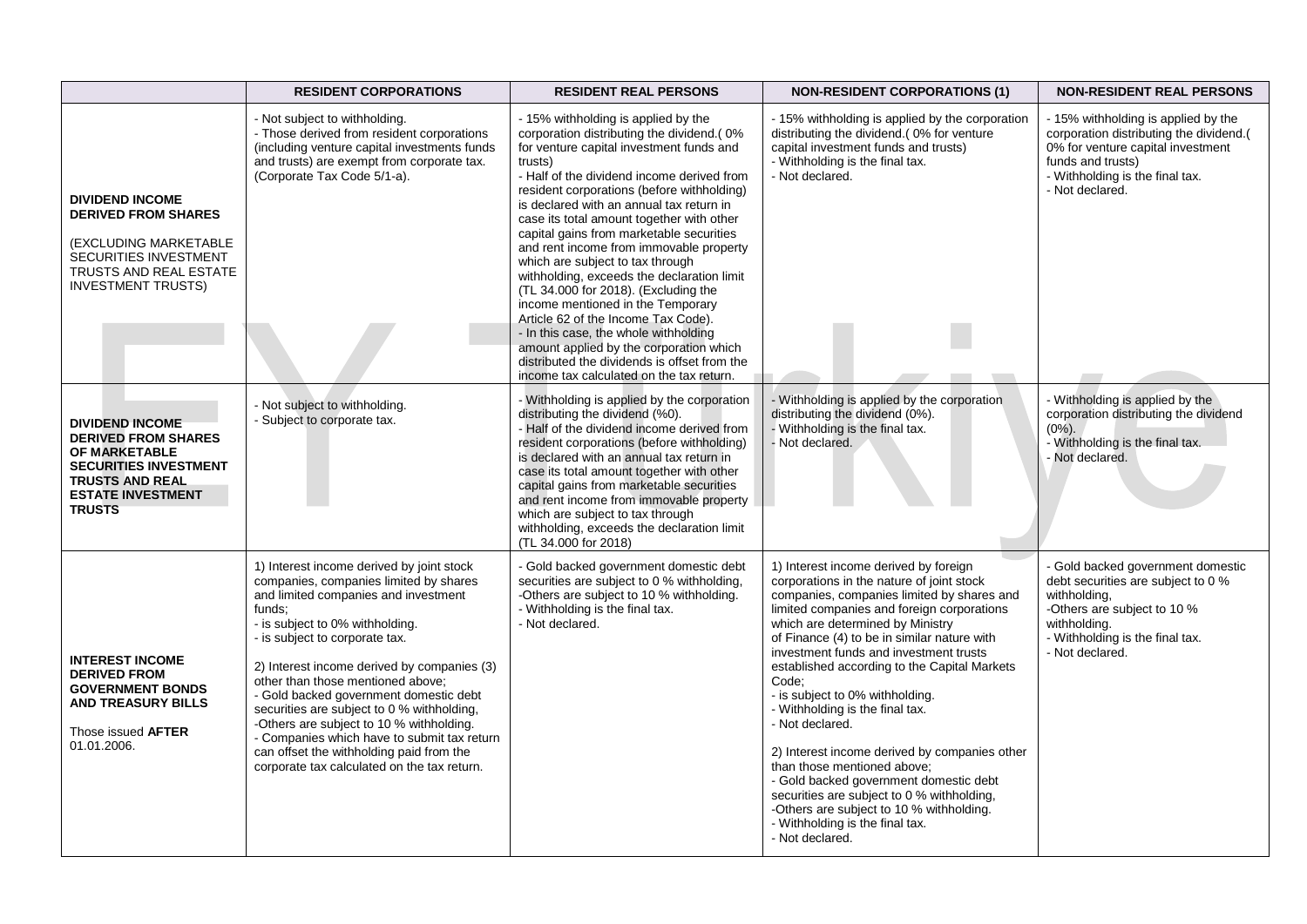| | RESIDENT CORPORATIONS | RESIDENT REAL PERSONS | NON-RESIDENT CORPORATIONS (1) | NON-RESIDENT REAL PERSONS |
|---|---|---|---|---|
| **DIVIDEND INCOME DERIVED FROM SHARES**<br><br>(EXCLUDING MARKETABLE SECURITIES INVESTMENT TRUSTS AND REAL ESTATE INVESTMENT TRUSTS) | - Not subject to withholding.<br>- Those derived from resident corporations (including venture capital investments funds and trusts) are exempt from corporate tax. (Corporate Tax Code 5/1-a). | - 15% withholding is applied by the corporation distributing the dividend.( 0% for venture capital investment funds and trusts)<br>- Half of the dividend income derived from resident corporations (before withholding) is declared with an annual tax return in case its total amount together with other capital gains from marketable securities and rent income from immovable property which are subject to tax through withholding, exceeds the declaration limit (TL 34.000 for 2018). (Excluding the income mentioned in the Temporary Article 62 of the Income Tax Code).<br>- In this case, the whole withholding amount applied by the corporation which distributed the dividends is offset from the income tax calculated on the tax return. | - 15% withholding is applied by the corporation distributing the dividend.( 0% for venture capital investment funds and trusts)<br>- Withholding is the final tax.<br>- Not declared. | - 15% withholding is applied by the corporation distributing the dividend.( 0% for venture capital investment funds and trusts)<br>- Withholding is the final tax.<br>- Not declared. |
| **DIVIDEND INCOME DERIVED FROM SHARES OF MARKETABLE SECURITIES INVESTMENT TRUSTS AND REAL ESTATE INVESTMENT TRUSTS** | - Not subject to withholding.<br>- Subject to corporate tax. | - Withholding is applied by the corporation distributing the dividend (%0).<br>- Half of the dividend income derived from resident corporations (before withholding) is declared with an annual tax return in case its total amount together with other capital gains from marketable securities and rent income from immovable property which are subject to tax through withholding, exceeds the declaration limit (TL 34.000 for 2018) | - Withholding is applied by the corporation distributing the dividend (0%).<br>- Withholding is the final tax.<br>- Not declared. | - Withholding is applied by the corporation distributing the dividend (0%).<br>- Withholding is the final tax.<br>- Not declared. |
| **INTEREST INCOME DERIVED FROM GOVERNMENT BONDS AND TREASURY BILLS**<br><br>Those issued **AFTER** 01.01.2006. | 1) Interest income derived by joint stock companies, companies limited by shares and limited companies and investment funds;<br>- is subject to 0% withholding.<br>- is subject to corporate tax.<br><br>2) Interest income derived by companies (3) other than those mentioned above;<br>- Gold backed government domestic debt securities are subject to 0 % withholding,<br>-Others are subject to 10 % withholding.<br>- Companies which have to submit tax return can offset the withholding paid from the corporate tax calculated on the tax return. | - Gold backed government domestic debt securities are subject to 0 % withholding,<br>-Others are subject to 10 % withholding.<br>- Withholding is the final tax.<br>- Not declared. | 1) Interest income derived by foreign corporations in the nature of joint stock companies, companies limited by shares and limited companies and foreign corporations which are determined by Ministry of Finance (4) to be in similar nature with investment funds and investment trusts established according to the Capital Markets Code;<br>- is subject to 0% withholding.<br>- Withholding is the final tax.<br>- Not declared.<br><br>2) Interest income derived by companies other than those mentioned above;<br>- Gold backed government domestic debt securities are subject to 0 % withholding,<br>-Others are subject to 10 % withholding.<br>- Withholding is the final tax.<br>- Not declared. | - Gold backed government domestic debt securities are subject to 0 % withholding,<br>-Others are subject to 10 % withholding.<br>- Withholding is the final tax.<br>- Not declared. |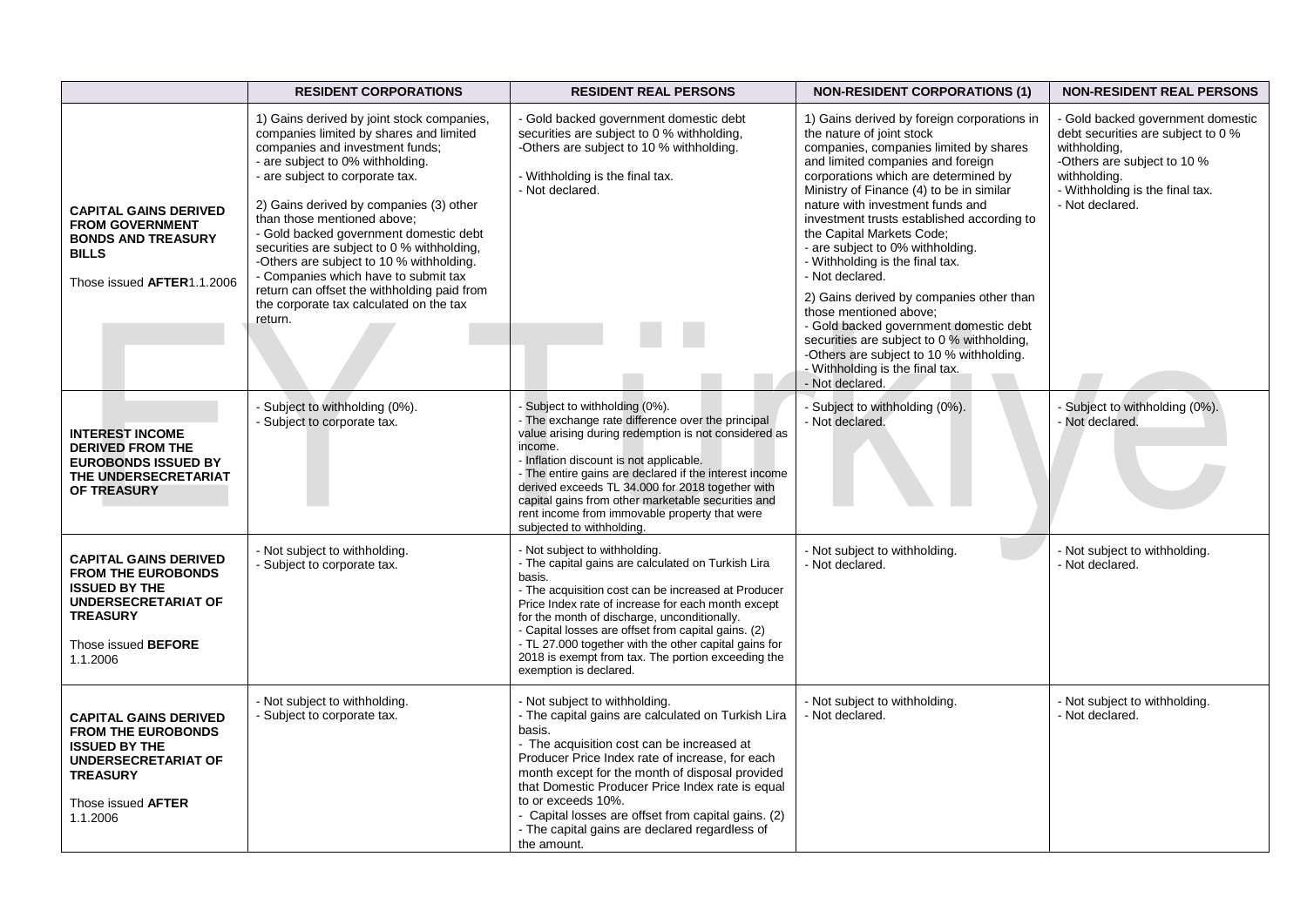| | RESIDENT CORPORATIONS | RESIDENT REAL PERSONS | NON-RESIDENT CORPORATIONS (1) | NON-RESIDENT REAL PERSONS |
|---|---|---|---|---|
| **CAPITAL GAINS DERIVED FROM GOVERNMENT BONDS AND TREASURY BILLS**<br><br>Those issued **AFTER**1.1.2006 | 1) Gains derived by joint stock companies, companies limited by shares and limited companies and investment funds;<br>- are subject to 0% withholding.<br>- are subject to corporate tax.<br><br>2) Gains derived by companies (3) other than those mentioned above;<br>- Gold backed government domestic debt securities are subject to 0 % withholding,<br>-Others are subject to 10 % withholding.<br>- Companies which have to submit tax return can offset the withholding paid from the corporate tax calculated on the tax return. | - Gold backed government domestic debt securities are subject to 0 % withholding,<br>-Others are subject to 10 % withholding.<br><br>- Withholding is the final tax.<br>- Not declared. | 1) Gains derived by foreign corporations in the nature of joint stock companies, companies limited by shares and limited companies and foreign corporations which are determined by Ministry of Finance (4) to be in similar nature with investment funds and investment trusts established according to the Capital Markets Code;<br>- are subject to 0% withholding.<br>- Withholding is the final tax.<br>- Not declared.<br><br>2) Gains derived by companies other than those mentioned above;<br>- Gold backed government domestic debt securities are subject to 0 % withholding,<br>-Others are subject to 10 % withholding.<br>- Withholding is the final tax.<br>- Not declared. | - Gold backed government domestic debt securities are subject to 0 % withholding,<br>-Others are subject to 10 % withholding.<br>- Withholding is the final tax.<br>- Not declared. |
| **INTEREST INCOME DERIVED FROM THE EUROBONDS ISSUED BY THE UNDERSECRETARIAT OF TREASURY** | - Subject to withholding (0%).<br>- Subject to corporate tax. | - Subject to withholding (0%).<br>- The exchange rate difference over the principal value arising during redemption is not considered as income.<br>- Inflation discount is not applicable.<br>- The entire gains are declared if the interest income derived exceeds TL 34.000 for 2018 together with capital gains from other marketable securities and rent income from immovable property that were subjected to withholding. | - Subject to withholding (0%).<br>- Not declared. | - Subject to withholding (0%).<br>- Not declared. |
| **CAPITAL GAINS DERIVED FROM THE EUROBONDS ISSUED BY THE UNDERSECRETARIAT OF TREASURY**<br><br>Those issued **BEFORE** 1.1.2006 | - Not subject to withholding.<br>- Subject to corporate tax. | - Not subject to withholding.<br>- The capital gains are calculated on Turkish Lira basis.<br>- The acquisition cost can be increased at Producer Price Index rate of increase for each month except for the month of discharge, unconditionally.<br>- Capital losses are offset from capital gains. (2)<br>- TL 27.000 together with the other capital gains for 2018 is exempt from tax. The portion exceeding the exemption is declared. | - Not subject to withholding.<br>- Not declared. | - Not subject to withholding.<br>- Not declared. |
| **CAPITAL GAINS DERIVED FROM THE EUROBONDS ISSUED BY THE UNDERSECRETARIAT OF TREASURY**<br><br>Those issued **AFTER** 1.1.2006 | - Not subject to withholding.<br>- Subject to corporate tax. | - Not subject to withholding.<br>- The capital gains are calculated on Turkish Lira basis.<br>- The acquisition cost can be increased at Producer Price Index rate of increase, for each month except for the month of disposal provided that Domestic Producer Price Index rate is equal to or exceeds 10%.<br>- Capital losses are offset from capital gains. (2)<br>- The capital gains are declared regardless of the amount. | - Not subject to withholding.<br>- Not declared. | - Not subject to withholding.<br>- Not declared. |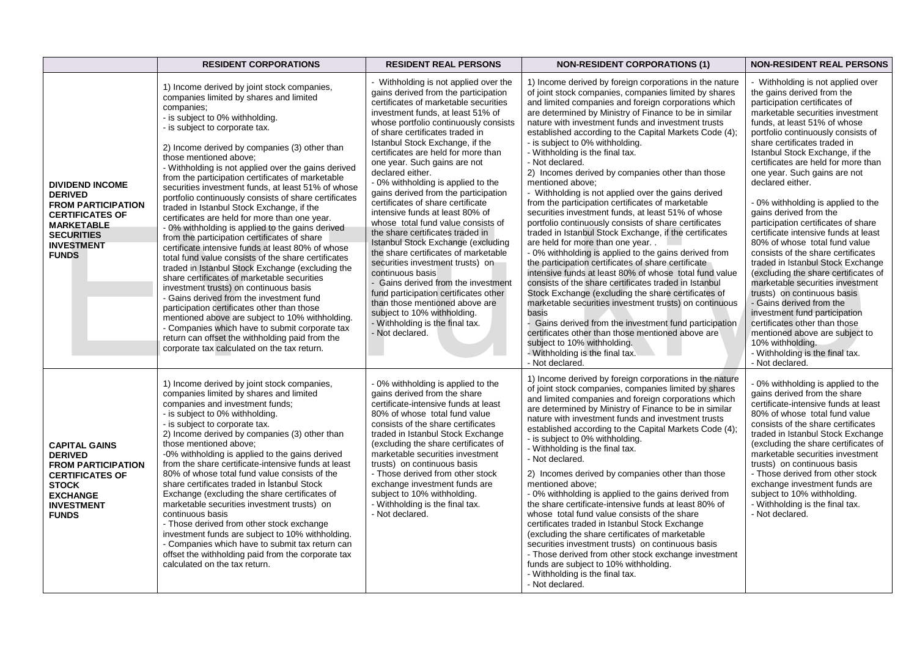| | RESIDENT CORPORATIONS | RESIDENT REAL PERSONS | NON-RESIDENT CORPORATIONS (1) | NON-RESIDENT REAL PERSONS |
|---|---|---|---|---|
| **DIVIDEND INCOME DERIVED FROM PARTICIPATION CERTIFICATES OF MARKETABLE SECURITIES INVESTMENT FUNDS** | 1) Income derived by joint stock companies, companies limited by shares and limited companies;<br>- is subject to 0% withholding.<br>- is subject to corporate tax.<br><br>2) Income derived by companies (3) other than those mentioned above;<br>- Withholding is not applied over the gains derived from the participation certificates of marketable securities investment funds, at least 51% of whose portfolio continuously consists of share certificates traded in Istanbul Stock Exchange, if the certificates are held for more than one year.<br>- 0% withholding is applied to the gains derived from the participation certificates of share certificate intensive funds at least 80% of whose total fund value consists of the share certificates traded in Istanbul Stock Exchange (excluding the share certificates of marketable securities investment trusts) on continuous basis<br>- Gains derived from the investment fund participation certificates other than those mentioned above are subject to 10% withholding.<br>- Companies which have to submit corporate tax return can offset the withholding paid from the corporate tax calculated on the tax return. | - Withholding is not applied over the gains derived from the participation certificates of marketable securities investment funds, at least 51% of whose portfolio continuously consists of share certificates traded in Istanbul Stock Exchange, if the certificates are held for more than one year. Such gains are not declared either.<br>- 0% withholding is applied to the gains derived from the participation certificates of share certificate intensive funds at least 80% of whose total fund value consists of the share certificates traded in Istanbul Stock Exchange (excluding the share certificates of marketable securities investment trusts) on continuous basis<br>- Gains derived from the investment fund participation certificates other than those mentioned above are subject to 10% withholding.<br>- Withholding is the final tax.<br>- Not declared. | 1) Income derived by foreign corporations in the nature of joint stock companies, companies limited by shares and limited companies and foreign corporations which are determined by Ministry of Finance to be in similar nature with investment funds and investment trusts established according to the Capital Markets Code (4);<br>- is subject to 0% withholding.<br>- Withholding is the final tax.<br>- Not declared.<br>2) Incomes derived by companies other than those mentioned above;<br>- Withholding is not applied over the gains derived from the participation certificates of marketable securities investment funds, at least 51% of whose portfolio continuously consists of share certificates traded in Istanbul Stock Exchange, if the certificates are held for more than one year. .<br>- 0% withholding is applied to the gains derived from the participation certificates of share certificate intensive funds at least 80% of whose total fund value consists of the share certificates traded in Istanbul Stock Exchange (excluding the share certificates of marketable securities investment trusts) on continuous basis<br>- Gains derived from the investment fund participation certificates other than those mentioned above are subject to 10% withholding.<br>- Withholding is the final tax.<br>- Not declared. | - Withholding is not applied over the gains derived from the participation certificates of marketable securities investment funds, at least 51% of whose portfolio continuously consists of share certificates traded in Istanbul Stock Exchange, if the certificates are held for more than one year. Such gains are not declared either.<br><br>- 0% withholding is applied to the gains derived from the participation certificates of share certificate intensive funds at least 80% of whose total fund value consists of the share certificates traded in Istanbul Stock Exchange (excluding the share certificates of marketable securities investment trusts) on continuous basis<br>- Gains derived from the investment fund participation certificates other than those mentioned above are subject to 10% withholding.<br>- Withholding is the final tax.<br>- Not declared. |
| **CAPITAL GAINS DERIVED FROM PARTICIPATION CERTIFICATES OF STOCK EXCHANGE INVESTMENT FUNDS** | 1) Income derived by joint stock companies, companies limited by shares and limited companies and investment funds;<br>- is subject to 0% withholding.<br>- is subject to corporate tax.<br>2) Income derived by companies (3) other than those mentioned above;<br>-0% withholding is applied to the gains derived from the share certificate-intensive funds at least 80% of whose total fund value consists of the share certificates traded in İstanbul Stock Exchange (excluding the share certificates of marketable securities investment trusts) on continuous basis<br>- Those derived from other stock exchange investment funds are subject to 10% withholding.<br>- Companies which have to submit tax return can offset the withholding paid from the corporate tax calculated on the tax return. | - 0% withholding is applied to the gains derived from the share certificate-intensive funds at least 80% of whose total fund value consists of the share certificates traded in Istanbul Stock Exchange (excluding the share certificates of marketable securities investment trusts) on continuous basis<br>- Those derived from other stock exchange investment funds are subject to 10% withholding.<br>- Withholding is the final tax.<br>- Not declared. | 1) Income derived by foreign corporations in the nature of joint stock companies, companies limited by shares and limited companies and foreign corporations which are determined by Ministry of Finance to be in similar nature with investment funds and investment trusts established according to the Capital Markets Code (4);<br>- is subject to 0% withholding.<br>- Withholding is the final tax.<br>- Not declared.<br>2) Incomes derived by companies other than those mentioned above;<br>- 0% withholding is applied to the gains derived from the share certificate-intensive funds at least 80% of whose total fund value consists of the share certificates traded in Istanbul Stock Exchange (excluding the share certificates of marketable securities investment trusts) on continuous basis<br>- Those derived from other stock exchange investment funds are subject to 10% withholding.<br>- Withholding is the final tax.<br>- Not declared. | - 0% withholding is applied to the gains derived from the share certificate-intensive funds at least 80% of whose total fund value consists of the share certificates traded in Istanbul Stock Exchange (excluding the share certificates of marketable securities investment trusts) on continuous basis<br>- Those derived from other stock exchange investment funds are subject to 10% withholding.<br>- Withholding is the final tax.<br>- Not declared. |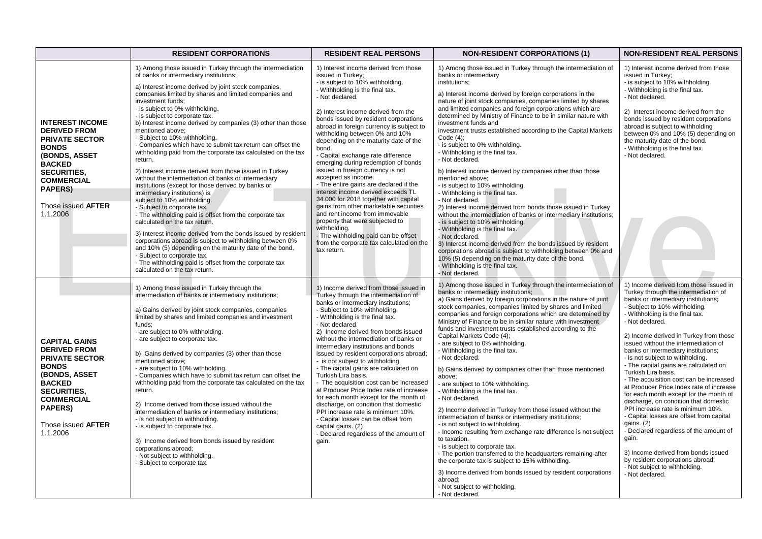| | RESIDENT CORPORATIONS | RESIDENT REAL PERSONS | NON-RESIDENT CORPORATIONS (1) | NON-RESIDENT REAL PERSONS |
|---|---|---|---|---|
| **INTEREST INCOME DERIVED FROM PRIVATE SECTOR BONDS (BONDS, ASSET BACKED SECURITIES, COMMERCIAL PAPERS)**<br><br>Those issued **AFTER** 1.1.2006 | 1) Among those issued in Turkey through the intermediation of banks or intermediary institutions;<br><br>a) Interest income derived by joint stock companies, companies limited by shares and limited companies and investment funds;<br>- is subject to 0% withholding.<br>- is subject to corporate tax.<br>b) Interest income derived by companies (3) other than those mentioned above;<br>- Subject to 10% withholding.<br>- Companies which have to submit tax return can offset the withholding paid from the corporate tax calculated on the tax return.<br><br>2) Interest income derived from those issued in Turkey without the intermediation of banks or intermediary institutions (except for those derived by banks or intermediary institutions) is subject to 10% withholding.<br>- Subject to corporate tax.<br>- The withholding paid is offset from the corporate tax calculated on the tax return.<br><br>3) Interest income derived from the bonds issued by resident corporations abroad is subject to withholding between 0% and 10% (5) depending on the maturity date of the bond.<br>- Subject to corporate tax.<br>- The withholding paid is offset from the corporate tax calculated on the tax return. | 1) Interest income derived from those issued in Turkey;<br>- is subject to 10% withholding.<br>- Withholding is the final tax.<br>- Not declared.<br><br>2) Interest income derived from the bonds issued by resident corporations abroad in foreign currency is subject to withholding between 0% and 10% depending on the maturity date of the bond.<br>- Capital exchange rate difference emerging during redemption of bonds issued in foreign currency is not accepted as income.<br>- The entire gains are declared if the interest income derived exceeds TL 34.000 for 2018 together with capital gains from other marketable securities and rent income from immovable property that were subjected to withholding.<br>- The withholding paid can be offset from the corporate tax calculated on the tax return. | 1) Among those issued in Turkey through the intermediation of banks or intermediary institutions;<br><br>a) Interest income derived by foreign corporations in the nature of joint stock companies, companies limited by shares and limited companies and foreign corporations which are determined by Ministry of Finance to be in similar nature with investment funds and investment trusts established according to the Capital Markets Code (4);<br>- is subject to 0% withholding.<br>- Withholding is the final tax.<br>- Not declared.<br><br>b) Interest income derived by companies other than those mentioned above;<br>- is subject to 10% withholding.<br>- Withholding is the final tax.<br>- Not declared.<br>2) Interest income derived from bonds those issued in Turkey without the intermediation of banks or intermediary institutions;<br>- is subject to 10% withholding.<br>- Withholding is the final tax.<br>- Not declared.<br>3) Interest income derived from the bonds issued by resident corporations abroad is subject to withholding between 0% and 10% (5) depending on the maturity date of the bond.<br>- Withholding is the final tax.<br>- Not declared. | 1) Interest income derived from those issued in Turkey;<br>- is subject to 10% withholding.<br>- Withholding is the final tax.<br>- Not declared.<br><br>2) Interest income derived from the bonds issued by resident corporations abroad is subject to withholding between 0% and 10% (5) depending on the maturity date of the bond.<br>- Withholding is the final tax.<br>- Not declared. |
| **CAPITAL GAINS DERIVED FROM PRIVATE SECTOR BONDS (BONDS, ASSET BACKED SECURITIES, COMMERCIAL PAPERS)**<br><br>Those issued **AFTER** 1.1.2006 | 1) Among those issued in Turkey through the intermediation of banks or intermediary institutions;<br><br>a) Gains derived by joint stock companies, companies limited by shares and limited companies and investment funds;<br>- are subject to 0% withholding.<br>- are subject to corporate tax.<br><br>b) Gains derived by companies (3) other than those mentioned above;<br>- are subject to 10% withholding.<br>- Companies which have to submit tax return can offset the withholding paid from the corporate tax calculated on the tax return.<br><br>2) Income derived from those issued without the intermediation of banks or intermediary institutions;<br>- is not subject to withholding.<br>- is subject to corporate tax.<br><br>3) Income derived from bonds issued by resident corporations abroad;<br>- Not subject to withholding.<br>- Subject to corporate tax. | 1) Income derived from those issued in Turkey through the intermediation of banks or intermediary institutions;<br>- Subject to 10% withholding.<br>- Withholding is the final tax.<br>- Not declared.<br>2) Income derived from bonds issued without the intermediation of banks or intermediary institutions and bonds issued by resident corporations abroad;<br>- is not subject to withholding.<br>- The capital gains are calculated on Turkish Lira basis.<br>- The acquisition cost can be increased at Producer Price Index rate of increase for each month except for the month of discharge, on condition that domestic PPI increase rate is minimum 10%.<br>- Capital losses can be offset from capital gains. (2)<br>- Declared regardless of the amount of gain. | 1) Among those issued in Turkey through the intermediation of banks or intermediary institutions;<br>a) Gains derived by foreign corporations in the nature of joint stock companies, companies limited by shares and limited companies and foreign corporations which are determined by Ministry of Finance to be in similar nature with investment funds and investment trusts established according to the Capital Markets Code (4);<br>- are subject to 0% withholding.<br>- Withholding is the final tax.<br>- Not declared.<br><br>b) Gains derived by companies other than those mentioned above;<br>- are subject to 10% withholding.<br>- Withholding is the final tax.<br>- Not declared.<br><br>2) Income derived in Turkey from those issued without the intermediation of banks or intermediary institutions;<br>- is not subject to withholding.<br>- Income resulting from exchange rate difference is not subject to taxation.<br>- is subject to corporate tax.<br>- The portion transferred to the headquarters remaining after the corporate tax is subject to 15% withholding.<br><br>3) Income derived from bonds issued by resident corporations abroad;<br>- Not subject to withholding.<br>- Not declared. | 1) Income derived from those issued in Turkey through the intermediation of banks or intermediary institutions;<br>- Subject to 10% withholding.<br>- Withholding is the final tax.<br>- Not declared.<br><br>2) Income derived in Turkey from those issued without the intermediation of banks or intermediary institutions;<br>- is not subject to withholding.<br>- The capital gains are calculated on Turkish Lira basis.<br>- The acquisition cost can be increased at Producer Price Index rate of increase for each month except for the month of discharge, on condition that domestic PPI increase rate is minimum 10%.<br>- Capital losses are offset from capital gains. (2)<br>- Declared regardless of the amount of gain.<br><br>3) Income derived from bonds issued by resident corporations abroad;<br>- Not subject to withholding.<br>- Not declared. |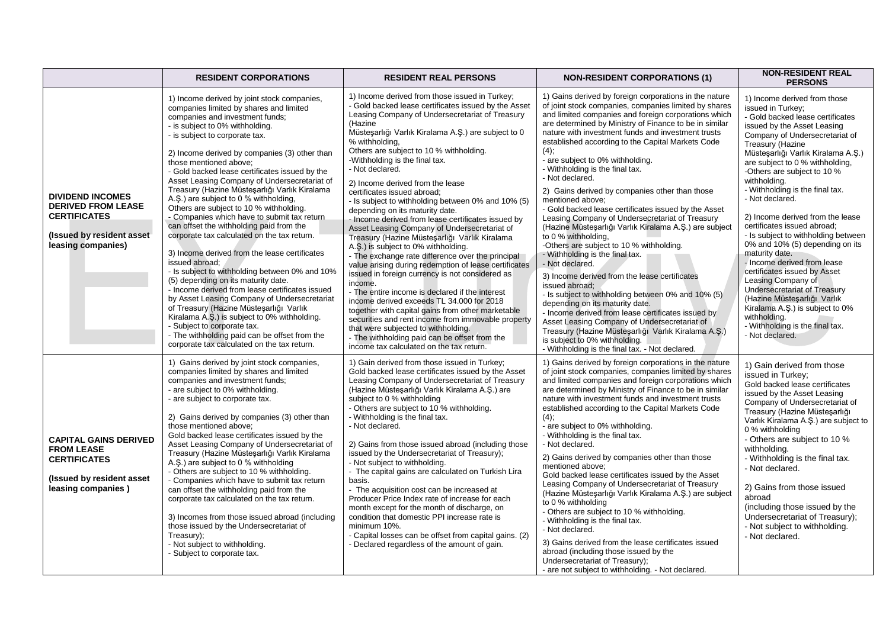| | RESIDENT CORPORATIONS | RESIDENT REAL PERSONS | NON-RESIDENT CORPORATIONS (1) | NON-RESIDENT REAL PERSONS |
|---|---|---|---|---|
| **DIVIDEND INCOMES DERIVED FROM LEASE CERTIFICATES** **(Issued by resident asset leasing companies)** | 1) Income derived by joint stock companies, companies limited by shares and limited companies and investment funds;<br>- is subject to 0% withholding.<br>- is subject to corporate tax.<br><br>2) Income derived by companies (3) other than those mentioned above;<br>- Gold backed lease certificates issued by the Asset Leasing Company of Undersecretariat of Treasury (Hazine Müsteşarlığı Varlık Kiralama A.Ş.) are subject to 0 % withholding,<br>Others are subject to 10 % withholding.<br>- Companies which have to submit tax return can offset the withholding paid from the corporate tax calculated on the tax return.<br><br>3) Income derived from the lease certificates issued abroad;<br>- Is subject to withholding between 0% and 10% (5) depending on its maturity date.<br>- Income derived from lease certificates issued by Asset Leasing Company of Undersecretariat of Treasury (Hazine Müsteşarlığı Varlık Kiralama A.Ş.) is subject to 0% withholding.<br>- Subject to corporate tax.<br>- The withholding paid can be offset from the corporate tax calculated on the tax return. | 1) Income derived from those issued in Turkey;<br>- Gold backed lease certificates issued by the Asset Leasing Company of Undersecretariat of Treasury (Hazine Müsteşarlığı Varlık Kiralama A.Ş.) are subject to 0 % withholding,<br>Others are subject to 10 % withholding.<br>-Withholding is the final tax.<br>- Not declared.<br><br>2) Income derived from the lease certificates issued abroad;<br>- Is subject to withholding between 0% and 10% (5) depending on its maturity date.<br>- Income derived from lease certificates issued by Asset Leasing Company of Undersecretariat of Treasury (Hazine Müsteşarlığı Varlık Kiralama A.Ş.) is subject to 0% withholding.<br>- The exchange rate difference over the principal value arising during redemption of lease certificates issued in foreign currency is not considered as income.<br>- The entire income is declared if the interest income derived exceeds TL 34.000 for 2018 together with capital gains from other marketable securities and rent income from immovable property that were subjected to withholding.<br>- The withholding paid can be offset from the income tax calculated on the tax return. | 1) Gains derived by foreign corporations in the nature of joint stock companies, companies limited by shares and limited companies and foreign corporations which are determined by Ministry of Finance to be in similar nature with investment funds and investment trusts established according to the Capital Markets Code (4);<br>- are subject to 0% withholding.<br>- Withholding is the final tax.<br>- Not declared.<br><br>2) Gains derived by companies other than those mentioned above;<br>- Gold backed lease certificates issued by the Asset Leasing Company of Undersecretariat of Treasury (Hazine Müsteşarlığı Varlık Kiralama A.Ş.) are subject to 0 % withholding,<br>-Others are subject to 10 % withholding.<br>- Withholding is the final tax.<br>- Not declared.<br><br>3) Income derived from the lease certificates issued abroad;<br>- Is subject to withholding between 0% and 10% (5) depending on its maturity date.<br>- Income derived from lease certificates issued by Asset Leasing Company of Undersecretariat of Treasury (Hazine Müsteşarlığı Varlık Kiralama A.Ş.) is subject to 0% withholding.<br>- Withholding is the final tax. - Not declared. | 1) Income derived from those issued in Turkey;<br>- Gold backed lease certificates issued by the Asset Leasing Company of Undersecretariat of Treasury (Hazine Müsteşarlığı Varlık Kiralama A.Ş.) are subject to 0 % withholding,<br>-Others are subject to 10 % withholding.<br>- Withholding is the final tax.<br>- Not declared.<br><br>2) Income derived from the lease certificates issued abroad;<br>- Is subject to withholding between 0% and 10% (5) depending on its maturity date.<br>- Income derived from lease certificates issued by Asset Leasing Company of Undersecretariat of Treasury (Hazine Müsteşarlığı Varlık Kiralama A.Ş.) is subject to 0% withholding.<br>- Withholding is the final tax.<br>- Not declared. |
| **CAPITAL GAINS DERIVED FROM LEASE CERTIFICATES** **(Issued by resident asset leasing companies )** | 1) Gains derived by joint stock companies, companies limited by shares and limited companies and investment funds;<br>- are subject to 0% withholding.<br>- are subject to corporate tax.<br><br>2) Gains derived by companies (3) other than those mentioned above;<br>Gold backed lease certificates issued by the Asset Leasing Company of Undersecretariat of Treasury (Hazine Müsteşarlığı Varlık Kiralama A.Ş.) are subject to 0 % withholding<br>- Others are subject to 10 % withholding.<br>- Companies which have to submit tax return can offset the withholding paid from the corporate tax calculated on the tax return.<br><br>3) Incomes from those issued abroad (including those issued by the Undersecretariat of Treasury);<br>- Not subject to withholding.<br>- Subject to corporate tax. | 1) Gain derived from those issued in Turkey;<br>Gold backed lease certificates issued by the Asset Leasing Company of Undersecretariat of Treasury (Hazine Müsteşarlığı Varlık Kiralama A.Ş.) are subject to 0 % withholding<br>- Others are subject to 10 % withholding.<br>- Withholding is the final tax.<br>- Not declared.<br><br>2) Gains from those issued abroad (including those issued by the Undersecretariat of Treasury);<br>- Not subject to withholding.<br>- The capital gains are calculated on Turkish Lira basis.<br>- The acquisition cost can be increased at Producer Price Index rate of increase for each month except for the month of discharge, on condition that domestic PPI increase rate is minimum 10%.<br>- Capital losses can be offset from capital gains. (2)<br>- Declared regardless of the amount of gain. | 1) Gains derived by foreign corporations in the nature of joint stock companies, companies limited by shares and limited companies and foreign corporations which are determined by Ministry of Finance to be in similar nature with investment funds and investment trusts established according to the Capital Markets Code (4);<br>- are subject to 0% withholding.<br>- Withholding is the final tax.<br>- Not declared.<br><br>2) Gains derived by companies other than those mentioned above;<br>Gold backed lease certificates issued by the Asset Leasing Company of Undersecretariat of Treasury (Hazine Müsteşarlığı Varlık Kiralama A.Ş.) are subject to 0 % withholding<br>- Others are subject to 10 % withholding.<br>- Withholding is the final tax.<br>- Not declared.<br><br>3) Gains derived from the lease certificates issued abroad (including those issued by the Undersecretariat of Treasury);<br>- are not subject to withholding. - Not declared. | 1) Gain derived from those issued in Turkey;<br>Gold backed lease certificates issued by the Asset Leasing Company of Undersecretariat of Treasury (Hazine Müsteşarlığı Varlık Kiralama A.Ş.) are subject to 0 % withholding<br>- Others are subject to 10 % withholding.<br>- Withholding is the final tax.<br>- Not declared.<br><br>2) Gains from those issued abroad (including those issued by the Undersecretariat of Treasury);<br>- Not subject to withholding.<br>- Not declared. |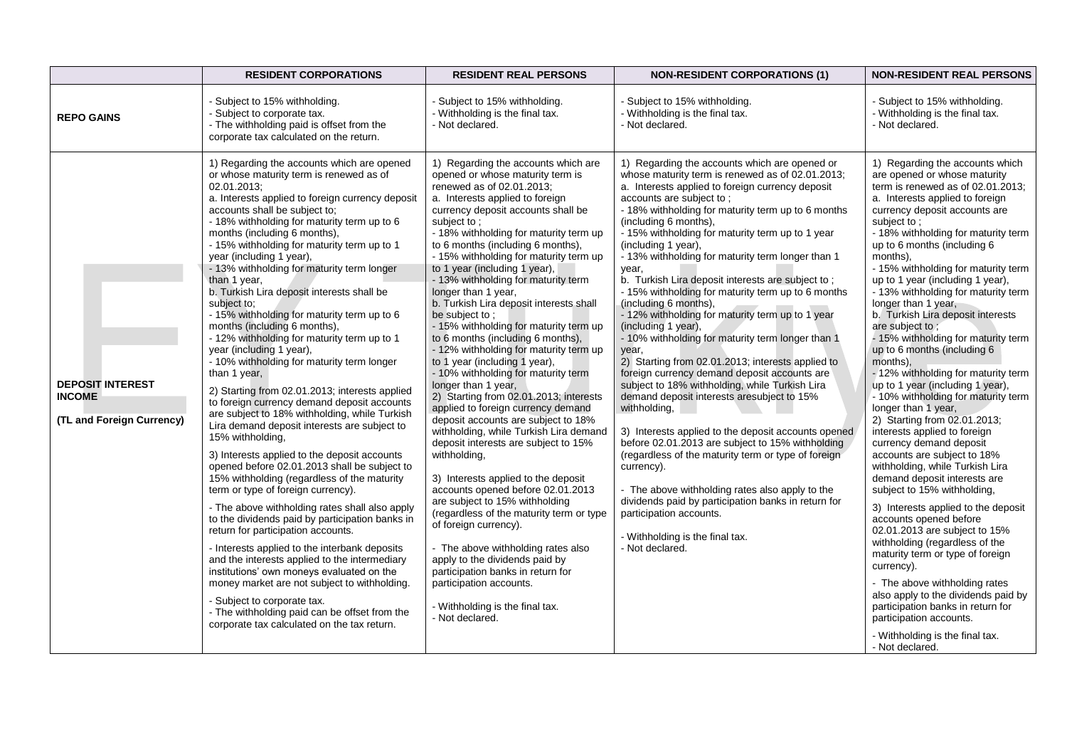| | RESIDENT CORPORATIONS | RESIDENT REAL PERSONS | NON-RESIDENT CORPORATIONS (1) | NON-RESIDENT REAL PERSONS |
|---|---|---|---|---|
| **REPO GAINS** | - Subject to 15% withholding.<br>- Subject to corporate tax.<br>- The withholding paid is offset from the corporate tax calculated on the return. | - Subject to 15% withholding.<br>- Withholding is the final tax.<br>- Not declared. | - Subject to 15% withholding.<br>- Withholding is the final tax.<br>- Not declared. | - Subject to 15% withholding.<br>- Withholding is the final tax.<br>- Not declared. |
| **DEPOSIT INTEREST INCOME**<br><br>**(TL and Foreign Currency)** | 1) Regarding the accounts which are opened or whose maturity term is renewed as of 02.01.2013;<br>a. Interests applied to foreign currency deposit accounts shall be subject to;<br>- 18% withholding for maturity term up to 6 months (including 6 months),<br>- 15% withholding for maturity term up to 1 year (including 1 year),<br>- 13% withholding for maturity term longer than 1 year,<br>b. Turkish Lira deposit interests shall be subject to;<br>- 15% withholding for maturity term up to 6 months (including 6 months),<br>- 12% withholding for maturity term up to 1 year (including 1 year),<br>- 10% withholding for maturity term longer than 1 year,<br>2) Starting from 02.01.2013; interests applied to foreign currency demand deposit accounts are subject to 18% withholding, while Turkish Lira demand deposit interests are subject to 15% withholding,<br>3) Interests applied to the deposit accounts opened before 02.01.2013 shall be subject to 15% withholding (regardless of the maturity term or type of foreign currency).<br>- The above withholding rates shall also apply to the dividends paid by participation banks in return for participation accounts.<br>- Interests applied to the interbank deposits and the interests applied to the intermediary institutions' own moneys evaluated on the money market are not subject to withholding.<br>- Subject to corporate tax.<br>- The withholding paid can be offset from the corporate tax calculated on the tax return. | 1) Regarding the accounts which are opened or whose maturity term is renewed as of 02.01.2013;<br>a. Interests applied to foreign currency deposit accounts shall be subject to ;<br>- 18% withholding for maturity term up to 6 months (including 6 months),<br>- 15% withholding for maturity term up to 1 year (including 1 year),<br>- 13% withholding for maturity term longer than 1 year,<br>b. Turkish Lira deposit interests shall be subject to ;<br>- 15% withholding for maturity term up to 6 months (including 6 months),<br>- 12% withholding for maturity term up to 1 year (including 1 year),<br>- 10% withholding for maturity term longer than 1 year,<br>2) Starting from 02.01.2013; interests applied to foreign currency demand deposit accounts are subject to 18% withholding, while Turkish Lira demand deposit interests are subject to 15% withholding,<br>3) Interests applied to the deposit accounts opened before 02.01.2013 are subject to 15% withholding (regardless of the maturity term or type of foreign currency).<br>- The above withholding rates also apply to the dividends paid by participation banks in return for participation accounts.<br>- Withholding is the final tax.<br>- Not declared. | 1) Regarding the accounts which are opened or whose maturity term is renewed as of 02.01.2013;<br>a. Interests applied to foreign currency deposit accounts are subject to ;<br>- 18% withholding for maturity term up to 6 months (including 6 months),<br>- 15% withholding for maturity term up to 1 year (including 1 year),<br>- 13% withholding for maturity term longer than 1 year,<br>b. Turkish Lira deposit interests are subject to ;<br>- 15% withholding for maturity term up to 6 months (including 6 months),<br>- 12% withholding for maturity term up to 1 year (including 1 year),<br>- 10% withholding for maturity term longer than 1 year,<br>2) Starting from 02.01.2013; interests applied to foreign currency demand deposit accounts are subject to 18% withholding, while Turkish Lira demand deposit interests aresubject to 15% withholding,<br>3) Interests applied to the deposit accounts opened before 02.01.2013 are subject to 15% withholding (regardless of the maturity term or type of foreign currency).<br>- The above withholding rates also apply to the dividends paid by participation banks in return for participation accounts.<br>- Withholding is the final tax.<br>- Not declared. | 1) Regarding the accounts which are opened or whose maturity term is renewed as of 02.01.2013;<br>a. Interests applied to foreign currency deposit accounts are subject to ;<br>- 18% withholding for maturity term up to 6 months (including 6 months),<br>- 15% withholding for maturity term up to 1 year (including 1 year),<br>- 13% withholding for maturity term longer than 1 year,<br>b. Turkish Lira deposit interests are subject to ;<br>- 15% withholding for maturity term up to 6 months (including 6 months),<br>- 12% withholding for maturity term up to 1 year (including 1 year),<br>- 10% withholding for maturity term longer than 1 year,<br>2) Starting from 02.01.2013; interests applied to foreign currency demand deposit accounts are subject to 18% withholding, while Turkish Lira demand deposit interests are subject to 15% withholding,<br>3) Interests applied to the deposit accounts opened before 02.01.2013 are subject to 15% withholding (regardless of the maturity term or type of foreign currency).<br>- The above withholding rates also apply to the dividends paid by participation banks in return for participation accounts.<br>- Withholding is the final tax.<br>- Not declared. |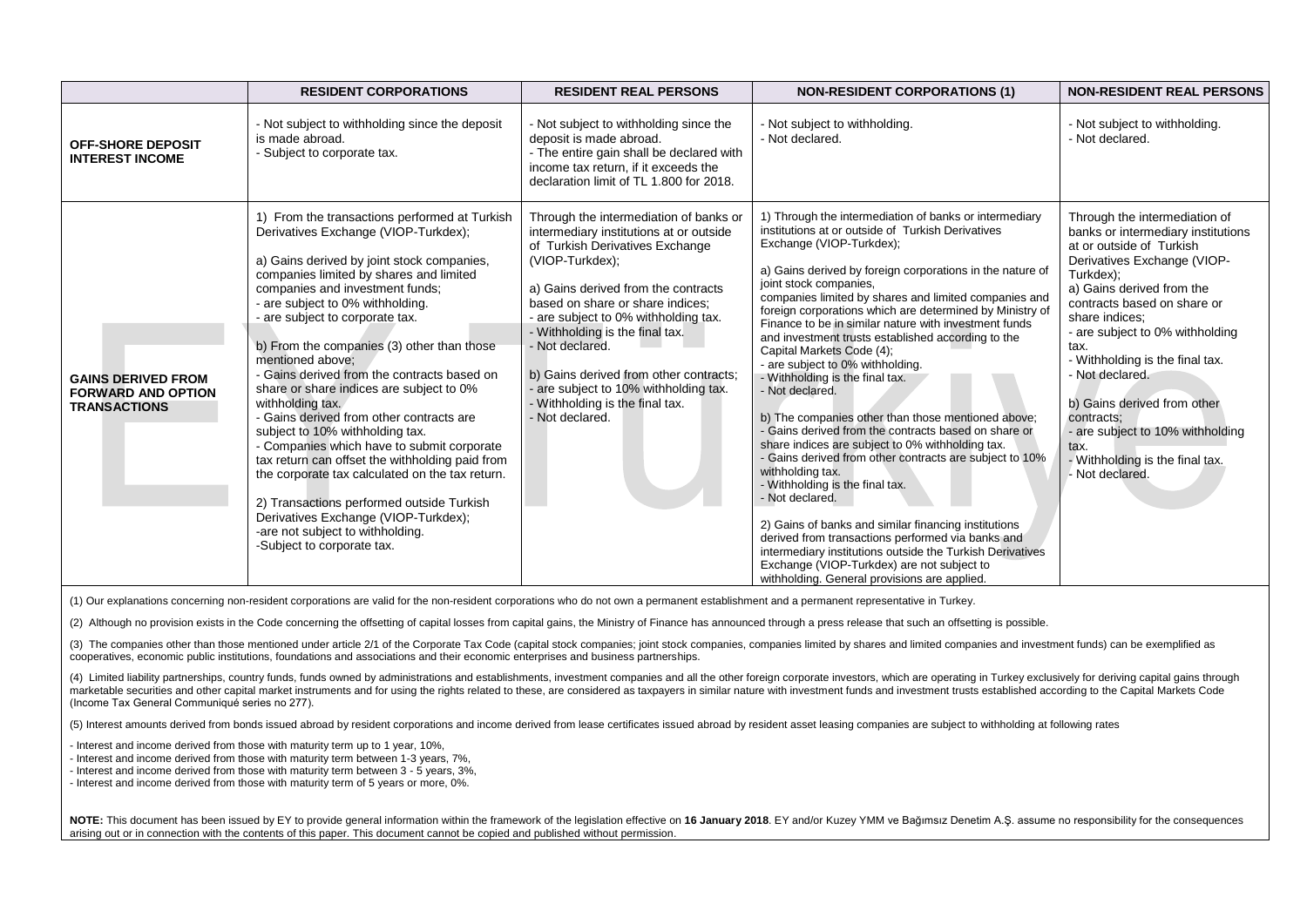| | RESIDENT CORPORATIONS | RESIDENT REAL PERSONS | NON-RESIDENT CORPORATIONS (1) | NON-RESIDENT REAL PERSONS |
|---|---|---|---|---|
| **OFF-SHORE DEPOSIT INTEREST INCOME** | - Not subject to withholding since the deposit is made abroad.<br>- Subject to corporate tax. | - Not subject to withholding since the deposit is made abroad.<br>- The entire gain shall be declared with income tax return, if it exceeds the declaration limit of TL 1.800 for 2018. | - Not subject to withholding.<br>- Not declared. | - Not subject to withholding.<br>- Not declared. |
| **GAINS DERIVED FROM FORWARD AND OPTION TRANSACTIONS** | 1) From the transactions performed at Turkish Derivatives Exchange (VIOP-Turkdex);<br><br>a) Gains derived by joint stock companies, companies limited by shares and limited companies and investment funds;<br>- are subject to 0% withholding.<br>- are subject to corporate tax.<br><br>b) From the companies (3) other than those mentioned above;<br>- Gains derived from the contracts based on share or share indices are subject to 0% withholding tax.<br>- Gains derived from other contracts are subject to 10% withholding tax.<br>- Companies which have to submit corporate tax return can offset the withholding paid from the corporate tax calculated on the tax return.<br><br>2) Transactions performed outside Turkish Derivatives Exchange (VIOP-Turkdex);<br>-are not subject to withholding.<br>-Subject to corporate tax. | Through the intermediation of banks or intermediary institutions at or outside of Turkish Derivatives Exchange (VIOP-Turkdex);<br><br>a) Gains derived from the contracts based on share or share indices;<br>- are subject to 0% withholding tax.<br>- Withholding is the final tax.<br>- Not declared.<br><br>b) Gains derived from other contracts;<br>- are subject to 10% withholding tax.<br>- Withholding is the final tax.<br>- Not declared. | 1) Through the intermediation of banks or intermediary institutions at or outside of Turkish Derivatives Exchange (VIOP-Turkdex);<br><br>a) Gains derived by foreign corporations in the nature of joint stock companies,<br>companies limited by shares and limited companies and foreign corporations which are determined by Ministry of Finance to be in similar nature with investment funds and investment trusts established according to the Capital Markets Code (4);<br>- are subject to 0% withholding.<br>- Withholding is the final tax.<br>- Not declared.<br><br>b) The companies other than those mentioned above;<br>- Gains derived from the contracts based on share or share indices are subject to 0% withholding tax.<br>- Gains derived from other contracts are subject to 10% withholding tax.<br>- Withholding is the final tax.<br>- Not declared.<br><br>2) Gains of banks and similar financing institutions derived from transactions performed via banks and intermediary institutions outside the Turkish Derivatives Exchange (VIOP-Turkdex) are not subject to withholding. General provisions are applied. | Through the intermediation of banks or intermediary institutions at or outside of Turkish Derivatives Exchange (VIOP-Turkdex);<br>a) Gains derived from the contracts based on share or share indices;<br>- are subject to 0% withholding tax.<br>- Withholding is the final tax.<br>- Not declared.<br><br>b) Gains derived from other contracts;<br>- are subject to 10% withholding tax.<br>- Withholding is the final tax.<br>- Not declared. |

(1) Our explanations concerning non-resident corporations are valid for the non-resident corporations who do not own a permanent establishment and a permanent representative in Turkey.

(2) Although no provision exists in the Code concerning the offsetting of capital losses from capital gains, the Ministry of Finance has announced through a press release that such an offsetting is possible.

(3) The companies other than those mentioned under article 2/1 of the Corporate Tax Code (capital stock companies; joint stock companies, companies limited by shares and limited companies and investment funds) can be exemplified as cooperatives, economic public institutions, foundations and associations and their economic enterprises and business partnerships.

(4) Limited liability partnerships, country funds, funds owned by administrations and establishments, investment companies and all the other foreign corporate investors, which are operating in Turkey exclusively for deriving capital gains through marketable securities and other capital market instruments and for using the rights related to these, are considered as taxpayers in similar nature with investment funds and investment trusts established according to the Capital Markets Code (Income Tax General Communiqué series no 277).

(5) Interest amounts derived from bonds issued abroad by resident corporations and income derived from lease certificates issued abroad by resident asset leasing companies are subject to withholding at following rates

- Interest and income derived from those with maturity term up to 1 year, 10%,
- Interest and income derived from those with maturity term between 1-3 years, 7%,
- Interest and income derived from those with maturity term between 3 - 5 years, 3%,
- Interest and income derived from those with maturity term of 5 years or more, 0%.

**NOTE:** This document has been issued by EY to provide general information within the framework of the legislation effective on **16 January 2018**. EY and/or Kuzey YMM ve Bağımsız Denetim A.Ş. assume no responsibility for the consequences arising out or in connection with the contents of this paper. This document cannot be copied and published without permission.